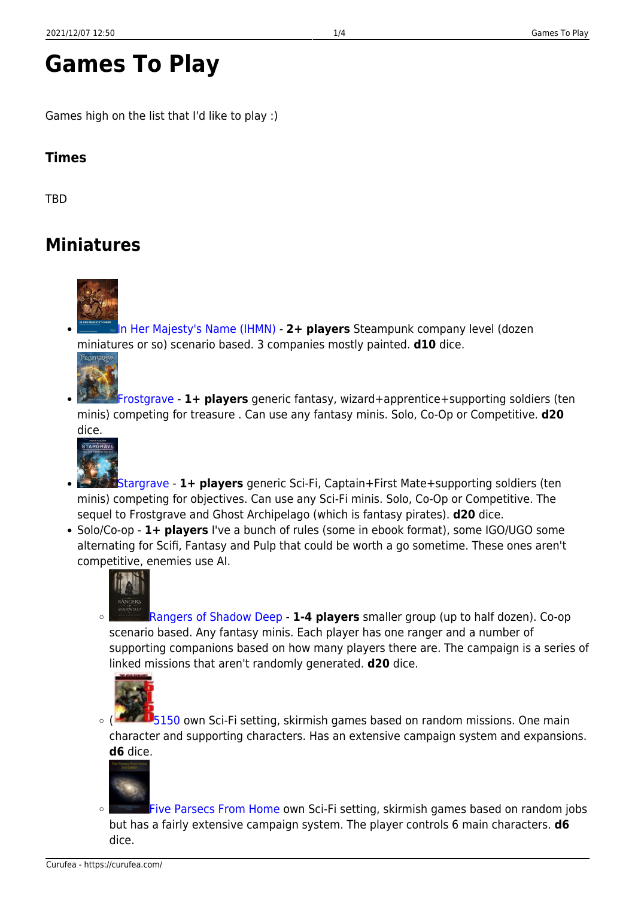# Games To Play

Games high on the list that I'd like to play :)

### Times

TBD

## Miniatures

- In Her Majesty's Name (IHMN) - **2+ players** Steampunk company level (dozen miniatures or so) scenario based. 3 companies mostly painted. **d10** dice.
- Frostgrave - **1+ players** generic fantasy, wizard+apprentice+supporting soldiers (ten minis) competing for treasure . Can use any fantasy minis. Solo, Co-Op or Competitive. **d20** dice.
- Stargrave - **1+ players** generic Sci-Fi, Captain+First Mate+supporting soldiers (ten minis) competing for objectives. Can use any Sci-Fi minis. Solo, Co-Op or Competitive. The sequel to Frostgrave and Ghost Archipelago (which is fantasy pirates). **d20** dice.
- Solo/Co-op - **1+ players** I've a bunch of rules (some in ebook format), some IGO/UGO some alternating for Scifi, Fantasy and Pulp that could be worth a go sometime. These ones aren't competitive, enemies use AI.
  - Rangers of Shadow Deep - **1-4 players** smaller group (up to half dozen). Co-op scenario based. Any fantasy minis. Each player has one ranger and a number of supporting companions based on how many players there are. The campaign is a series of linked missions that aren't randomly generated. **d20** dice.
  - (5150 own Sci-Fi setting, skirmish games based on random missions. One main character and supporting characters. Has an extensive campaign system and expansions. **d6** dice.
  - Five Parsecs From Home own Sci-Fi setting, skirmish games based on random jobs but has a fairly extensive campaign system. The player controls 6 main characters. **d6** dice.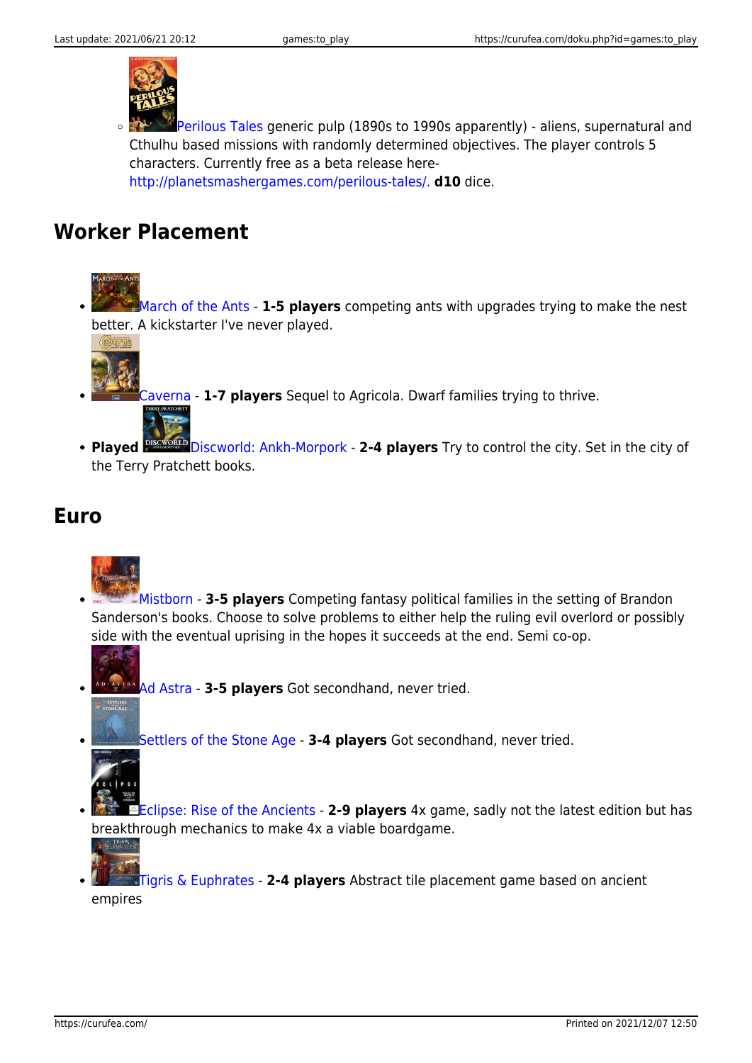- Perilous Tales generic pulp (1890s to 1990s apparently) - aliens, supernatural and Cthulhu based missions with randomly determined objectives. The player controls 5 characters. Currently free as a beta release here- http://planetsmashergames.com/perilous-tales/. **d10** dice.

## Worker Placement

- March of the Ants - **1-5 players** competing ants with upgrades trying to make the nest better. A kickstarter I've never played.
- Caverna - **1-7 players** Sequel to Agricola. Dwarf families trying to thrive.
- **Played** Discworld: Ankh-Morpork - **2-4 players** Try to control the city. Set in the city of the Terry Pratchett books.

## Euro

- Mistborn - **3-5 players** Competing fantasy political families in the setting of Brandon Sanderson's books. Choose to solve problems to either help the ruling evil overlord or possibly side with the eventual uprising in the hopes it succeeds at the end. Semi co-op.
- Ad Astra - **3-5 players** Got secondhand, never tried.
- Settlers of the Stone Age - **3-4 players** Got secondhand, never tried.
- Eclipse: Rise of the Ancients - **2-9 players** 4x game, sadly not the latest edition but has breakthrough mechanics to make 4x a viable boardgame.
- Tigris & Euphrates - **2-4 players** Abstract tile placement game based on ancient empires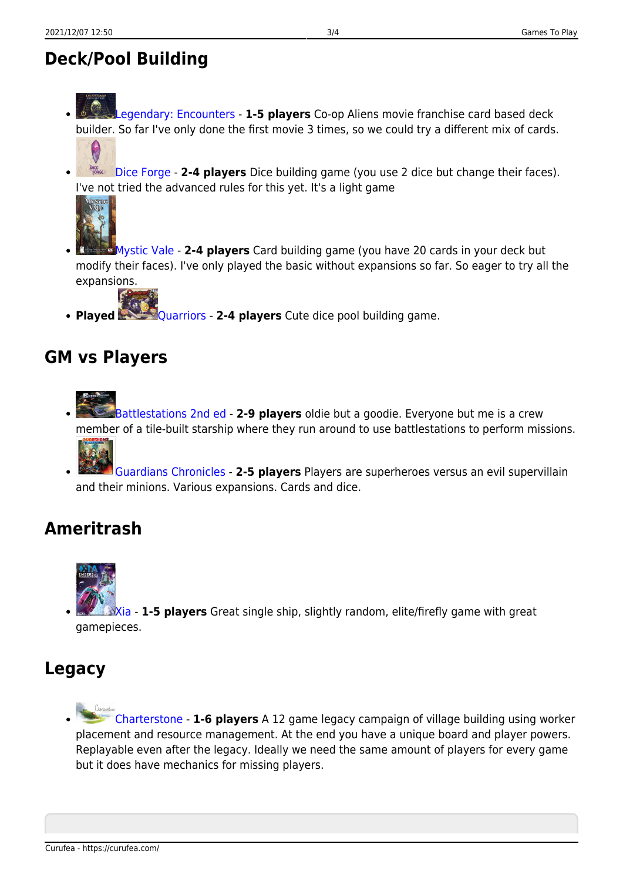## Deck/Pool Building

- Legendary: Encounters - **1-5 players** Co-op Aliens movie franchise card based deck builder. So far I've only done the first movie 3 times, so we could try a different mix of cards.
- Dice Forge - **2-4 players** Dice building game (you use 2 dice but change their faces). I've not tried the advanced rules for this yet. It's a light game
- Mystic Vale - **2-4 players** Card building game (you have 20 cards in your deck but modify their faces). I've only played the basic without expansions so far. So eager to try all the expansions.
- **Played** Quarriors - **2-4 players** Cute dice pool building game.

## GM vs Players

- Battlestations 2nd ed - **2-9 players** oldie but a goodie. Everyone but me is a crew member of a tile-built starship where they run around to use battlestations to perform missions.
- Guardians Chronicles - **2-5 players** Players are superheroes versus an evil supervillain and their minions. Various expansions. Cards and dice.

## Ameritrash

- Xia - **1-5 players** Great single ship, slightly random, elite/firefly game with great gamepieces.

## Legacy

- Charterstone - **1-6 players** A 12 game legacy campaign of village building using worker placement and resource management. At the end you have a unique board and player powers. Replayable even after the legacy. Ideally we need the same amount of players for every game but it does have mechanics for missing players.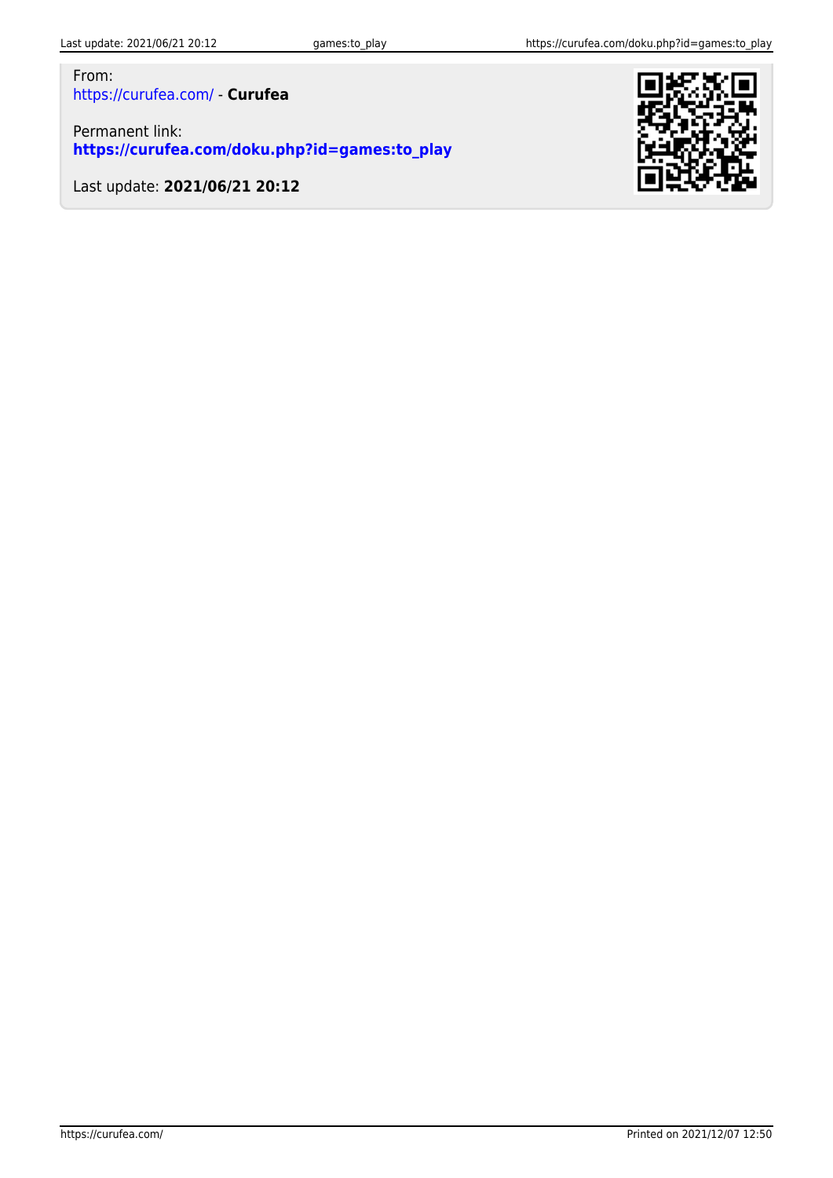From:
https://curufea.com/ - **Curufea**

Permanent link:
**https://curufea.com/doku.php?id=games:to_play**

Last update: **2021/06/21 20:12**